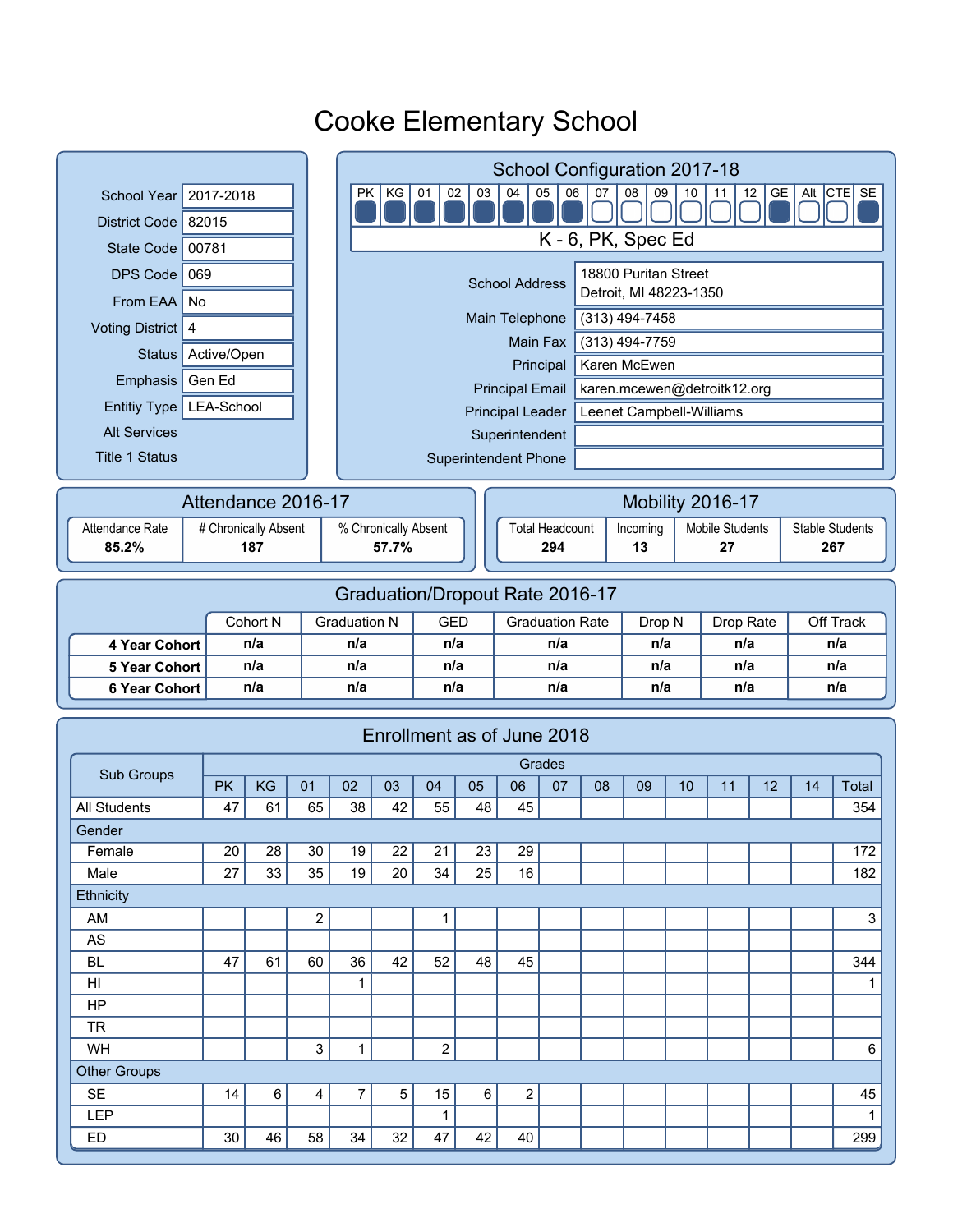# Cooke Elementary School

| | |
|---|---|
| School Year | 2017-2018 |
| District Code | 82015 |
| State Code | 00781 |
| DPS Code | 069 |
| From EAA | No |
| Voting District | 4 |
| Status | Active/Open |
| Emphasis | Gen Ed |
| Entitiy Type | LEA-School |
| Alt Services | |
| Title 1 Status | |

## School Configuration 2017-18

| PK | KG | 01 | 02 | 03 | 04 | 05 | 06 | 07 | 08 | 09 | 10 | 11 | 12 | GE | Alt | CTE | SE |
|---|---|---|---|---|---|---|---|---|---|---|---|---|---|---|---|---|---|
| ■ | ■ | ■ | ■ | ■ | ■ | ■ | ■ | □ | □ | □ | □ | □ | □ | ■ | □ | □ | ■ |

K - 6, PK, Spec Ed

| | |
|---|---|
| School Address | 18800 Puritan Street<br>Detroit, MI 48223-1350 |
| Main Telephone | (313) 494-7458 |
| Main Fax | (313) 494-7759 |
| Principal | Karen McEwen |
| Principal Email | karen.mcewen@detroitk12.org |
| Principal Leader | Leenet Campbell-Williams |
| Superintendent | |
| Superintendent Phone | |

## Attendance 2016-17

| Attendance Rate | # Chronically Absent | % Chronically Absent |
|---|---|---|
| 85.2% | 187 | 57.7% |

## Mobility 2016-17

| Total Headcount | Incoming | Mobile Students | Stable Students |
|---|---|---|---|
| 294 | 13 | 27 | 267 |

## Graduation/Dropout Rate 2016-17

| | Cohort N | Graduation N | GED | Graduation Rate | Drop N | Drop Rate | Off Track |
|---|---|---|---|---|---|---|---|
| 4 Year Cohort | n/a | n/a | n/a | n/a | n/a | n/a | n/a |
| 5 Year Cohort | n/a | n/a | n/a | n/a | n/a | n/a | n/a |
| 6 Year Cohort | n/a | n/a | n/a | n/a | n/a | n/a | n/a |

## Enrollment as of June 2018

| Sub Groups | Grades | | | | | | | | | | | | | | | |
|---|---|---|---|---|---|---|---|---|---|---|---|---|---|---|---|---|
| | PK | KG | 01 | 02 | 03 | 04 | 05 | 06 | 07 | 08 | 09 | 10 | 11 | 12 | 14 | Total |
| All Students | 47 | 61 | 65 | 38 | 42 | 55 | 48 | 45 | | | | | | | | 354 |
| Gender | | | | | | | | | | | | | | | | |
| Female | 20 | 28 | 30 | 19 | 22 | 21 | 23 | 29 | | | | | | | | 172 |
| Male | 27 | 33 | 35 | 19 | 20 | 34 | 25 | 16 | | | | | | | | 182 |
| Ethnicity | | | | | | | | | | | | | | | | |
| AM | | | 2 | | | 1 | | | | | | | | | | 3 |
| AS | | | | | | | | | | | | | | | | |
| BL | 47 | 61 | 60 | 36 | 42 | 52 | 48 | 45 | | | | | | | | 344 |
| HI | | | | 1 | | | | | | | | | | | | 1 |
| HP | | | | | | | | | | | | | | | | |
| TR | | | | | | | | | | | | | | | | |
| WH | | | 3 | 1 | | 2 | | | | | | | | | | 6 |
| Other Groups | | | | | | | | | | | | | | | | |
| SE | 14 | 6 | 4 | 7 | 5 | 15 | 6 | 2 | | | | | | | | 45 |
| LEP | | | | | | 1 | | | | | | | | | | 1 |
| ED | 30 | 46 | 58 | 34 | 32 | 47 | 42 | 40 | | | | | | | | 299 |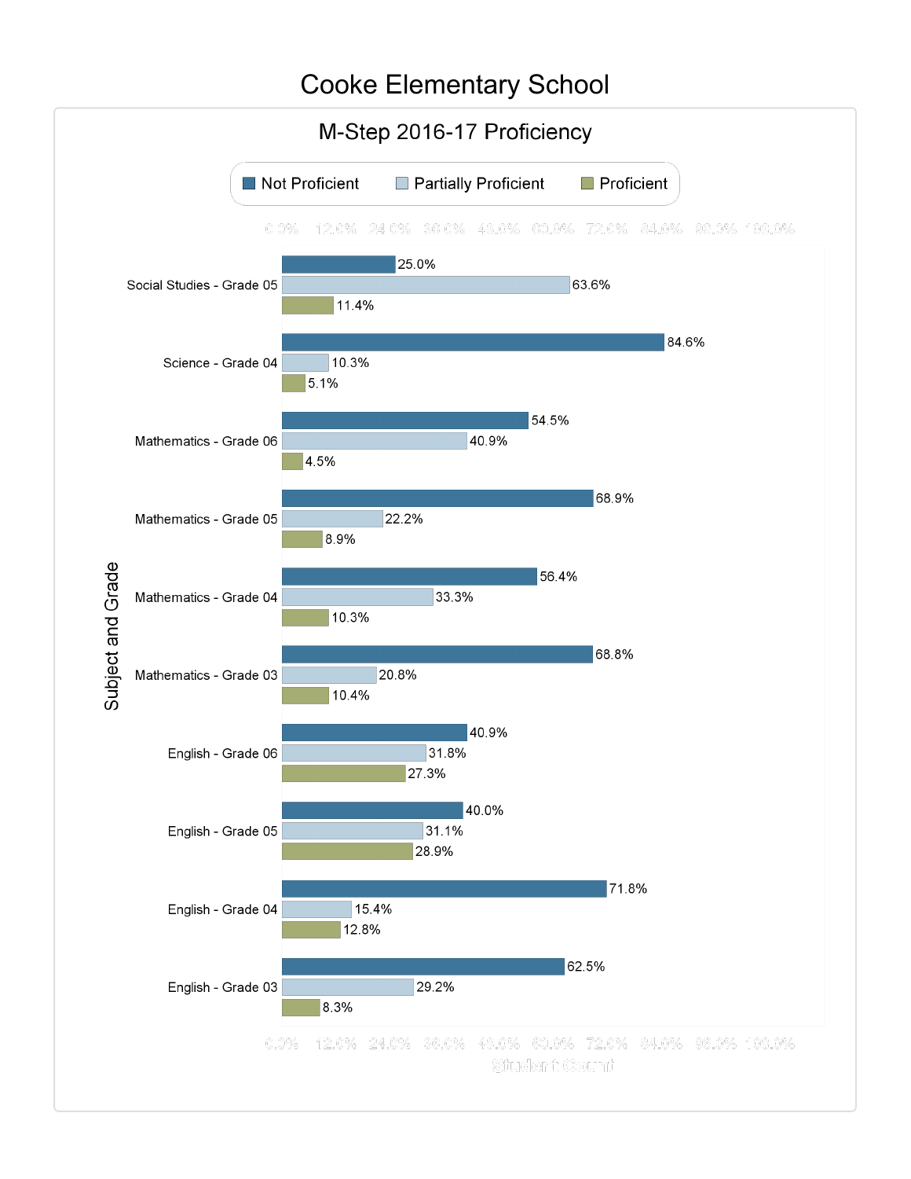# Cooke Elementary School

## M-Step 2016-17 Proficiency

| Subject and Grade | Not Proficient | Partially Proficient | Proficient |
| --- | --- | --- | --- |
| Social Studies - Grade 05 | 25.0% | 63.6% | 11.4% |
| Science - Grade 04 | 84.6% | 10.3% | 5.1% |
| Mathematics - Grade 06 | 54.5% | 40.9% | 4.5% |
| Mathematics - Grade 05 | 68.9% | 22.2% | 8.9% |
| Mathematics - Grade 04 | 56.4% | 33.3% | 10.3% |
| Mathematics - Grade 03 | 68.8% | 20.8% | 10.4% |
| English - Grade 06 | 40.9% | 31.8% | 27.3% |
| English - Grade 05 | 40.0% | 31.1% | 28.9% |
| English - Grade 04 | 71.8% | 15.4% | 12.8% |
| English - Grade 03 | 62.5% | 29.2% | 8.3% |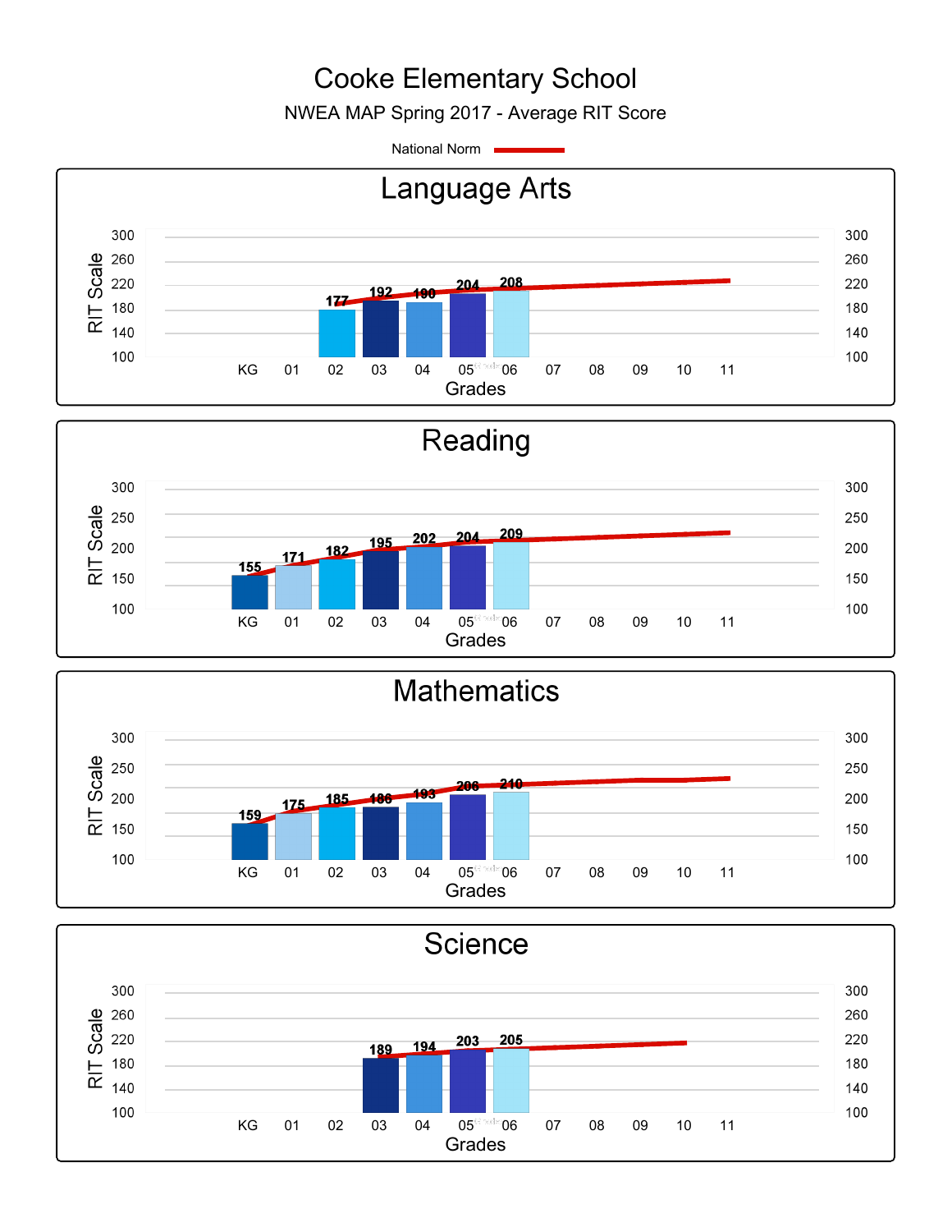# Cooke Elementary School

NWEA MAP Spring 2017 - Average RIT Score

National Norm

## Language Arts

| Grade | Average RIT Score |
|---|---|
| 02 | 177 |
| 03 | 192 |
| 04 | 190 |
| 05 | 204 |
| 06 | 208 |

RIT Scale (100–300); Grades KG–11

## Reading

| Grade | Average RIT Score |
|---|---|
| KG | 155 |
| 01 | 171 |
| 02 | 182 |
| 03 | 195 |
| 04 | 202 |
| 05 | 204 |
| 06 | 209 |

RIT Scale (100–300); Grades KG–11

## Mathematics

| Grade | Average RIT Score |
|---|---|
| KG | 159 |
| 01 | 175 |
| 02 | 185 |
| 03 | 186 |
| 04 | 193 |
| 05 | 208 |
| 06 | 210 |

RIT Scale (100–300); Grades KG–11

## Science

| Grade | Average RIT Score |
|---|---|
| 03 | 189 |
| 04 | 194 |
| 05 | 203 |
| 06 | 205 |

RIT Scale (100–300); Grades KG–11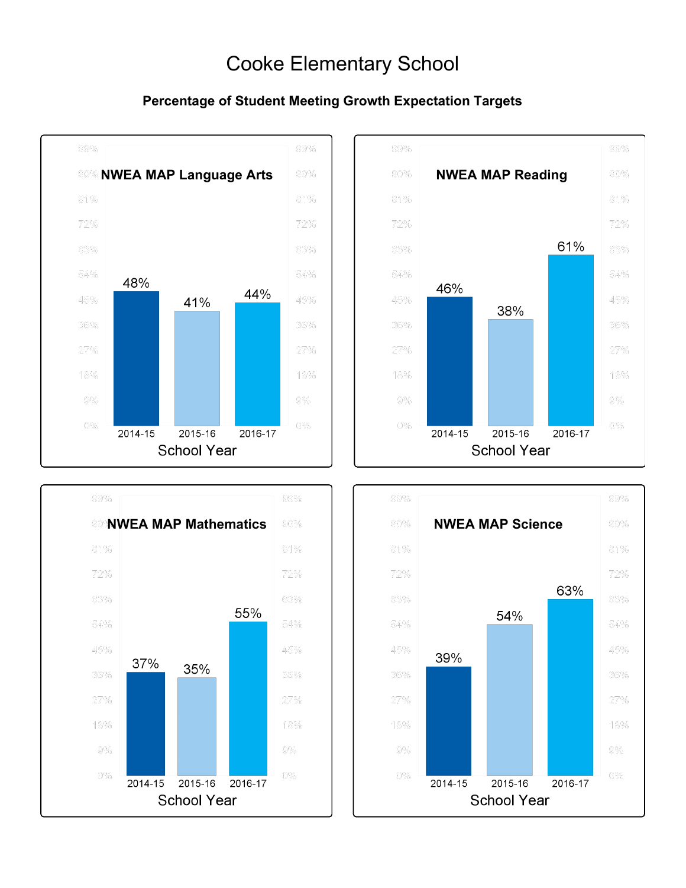# Cooke Elementary School

**Percentage of Student Meeting Growth Expectation Targets**

**NWEA MAP Language Arts**

48%
41%
44%

2014-15 2015-16 2016-17

School Year

**NWEA MAP Reading**

46%
38%
61%

2014-15 2015-16 2016-17

School Year

**NWEA MAP Mathematics**

37%
35%
55%

2014-15 2015-16 2016-17

School Year

**NWEA MAP Science**

39%
54%
63%

2014-15 2015-16 2016-17

School Year